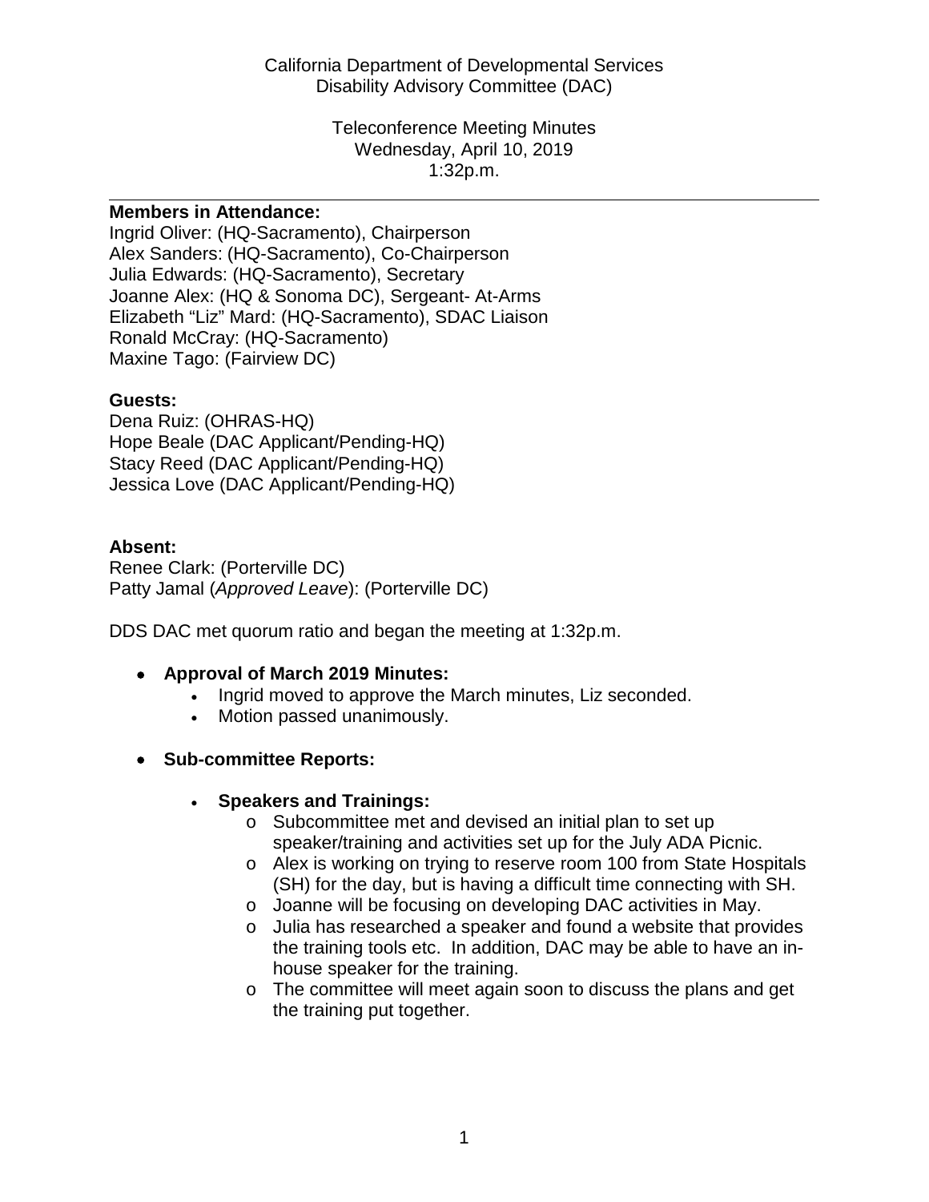California Department of Developmental Services
Disability Advisory Committee (DAC)

Teleconference Meeting Minutes
Wednesday, April 10, 2019
1:32p.m.

---

**Members in Attendance:**
Ingrid Oliver: (HQ-Sacramento), Chairperson
Alex Sanders: (HQ-Sacramento), Co-Chairperson
Julia Edwards: (HQ-Sacramento), Secretary
Joanne Alex: (HQ & Sonoma DC), Sergeant- At-Arms
Elizabeth "Liz" Mard: (HQ-Sacramento), SDAC Liaison
Ronald McCray: (HQ-Sacramento)
Maxine Tago: (Fairview DC)

**Guests:**
Dena Ruiz: (OHRAS-HQ)
Hope Beale (DAC Applicant/Pending-HQ)
Stacy Reed (DAC Applicant/Pending-HQ)
Jessica Love (DAC Applicant/Pending-HQ)

**Absent:**
Renee Clark: (Porterville DC)
Patty Jamal (*Approved Leave*): (Porterville DC)

DDS DAC met quorum ratio and began the meeting at 1:32p.m.

- **Approval of March 2019 Minutes:**
  - Ingrid moved to approve the March minutes, Liz seconded.
  - Motion passed unanimously.

- **Sub-committee Reports:**
  - **Speakers and Trainings:**
    - Subcommittee met and devised an initial plan to set up speaker/training and activities set up for the July ADA Picnic.
    - Alex is working on trying to reserve room 100 from State Hospitals (SH) for the day, but is having a difficult time connecting with SH.
    - Joanne will be focusing on developing DAC activities in May.
    - Julia has researched a speaker and found a website that provides the training tools etc. In addition, DAC may be able to have an in-house speaker for the training.
    - The committee will meet again soon to discuss the plans and get the training put together.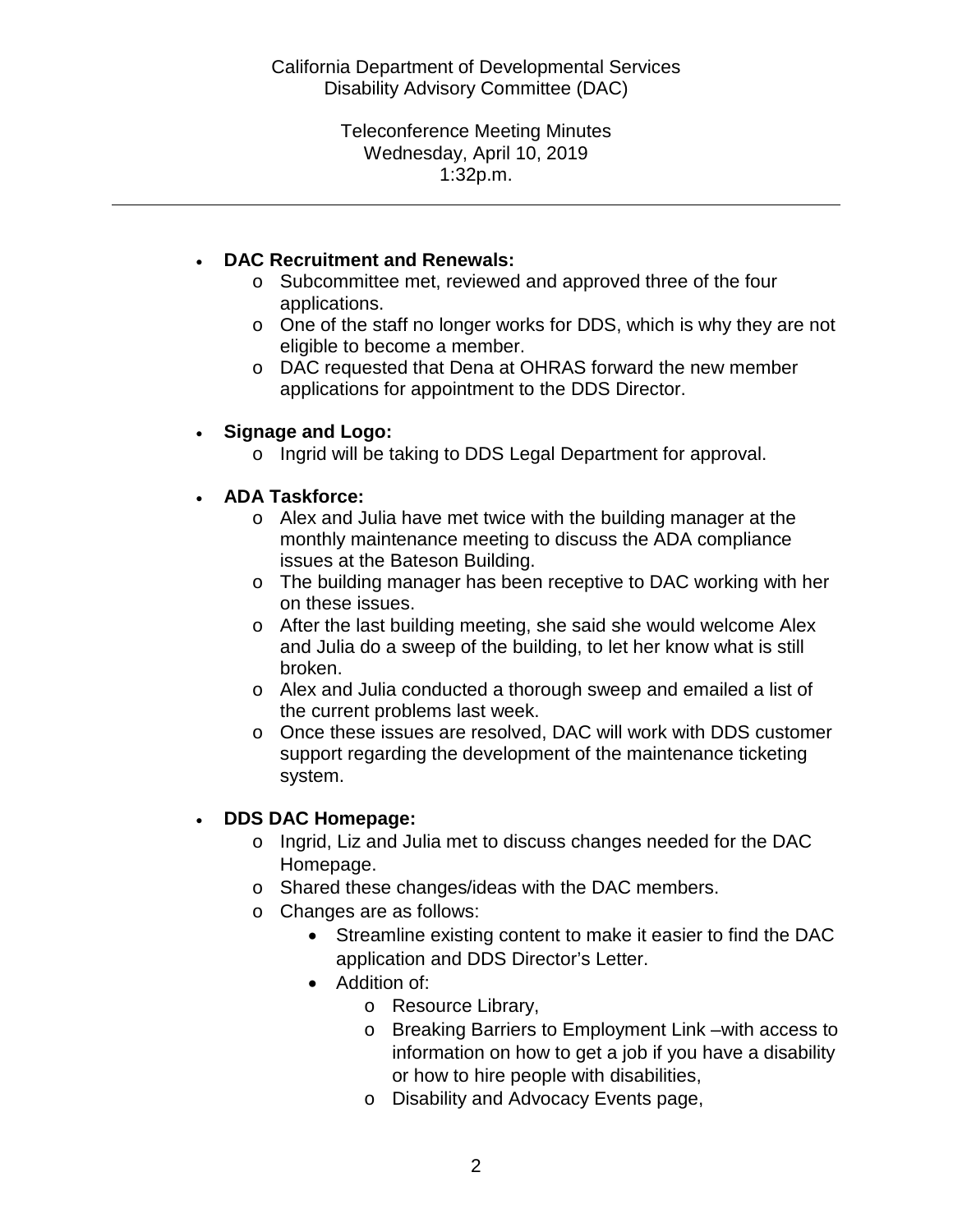- **DAC Recruitment and Renewals:**
  - Subcommittee met, reviewed and approved three of the four applications.
  - One of the staff no longer works for DDS, which is why they are not eligible to become a member.
  - DAC requested that Dena at OHRAS forward the new member applications for appointment to the DDS Director.

- **Signage and Logo:**
  - Ingrid will be taking to DDS Legal Department for approval.

- **ADA Taskforce:**
  - Alex and Julia have met twice with the building manager at the monthly maintenance meeting to discuss the ADA compliance issues at the Bateson Building.
  - The building manager has been receptive to DAC working with her on these issues.
  - After the last building meeting, she said she would welcome Alex and Julia do a sweep of the building, to let her know what is still broken.
  - Alex and Julia conducted a thorough sweep and emailed a list of the current problems last week.
  - Once these issues are resolved, DAC will work with DDS customer support regarding the development of the maintenance ticketing system.

- **DDS DAC Homepage:**
  - Ingrid, Liz and Julia met to discuss changes needed for the DAC Homepage.
  - Shared these changes/ideas with the DAC members.
  - Changes are as follows:
    - Streamline existing content to make it easier to find the DAC application and DDS Director's Letter.
    - Addition of:
      - Resource Library,
      - Breaking Barriers to Employment Link –with access to information on how to get a job if you have a disability or how to hire people with disabilities,
      - Disability and Advocacy Events page,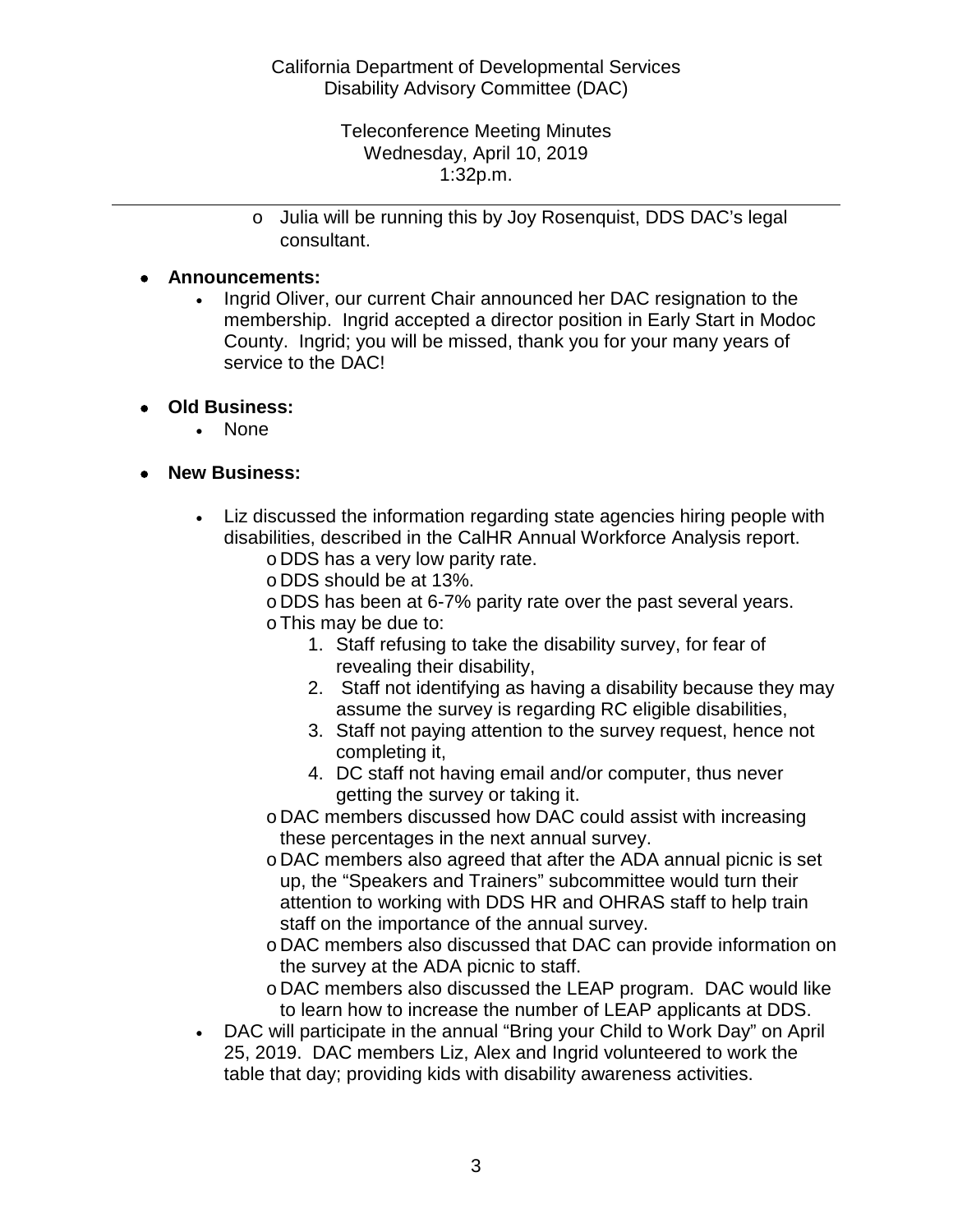- Julia will be running this by Joy Rosenquist, DDS DAC's legal consultant.

- **Announcements:**
  - Ingrid Oliver, our current Chair announced her DAC resignation to the membership. Ingrid accepted a director position in Early Start in Modoc County. Ingrid; you will be missed, thank you for your many years of service to the DAC!

- **Old Business:**
  - None

- **New Business:**
  - Liz discussed the information regarding state agencies hiring people with disabilities, described in the CalHR Annual Workforce Analysis report.
    - DDS has a very low parity rate.
    - DDS should be at 13%.
    - DDS has been at 6-7% parity rate over the past several years.
    - This may be due to:
      1. Staff refusing to take the disability survey, for fear of revealing their disability,
      2. Staff not identifying as having a disability because they may assume the survey is regarding RC eligible disabilities,
      3. Staff not paying attention to the survey request, hence not completing it,
      4. DC staff not having email and/or computer, thus never getting the survey or taking it.
    - DAC members discussed how DAC could assist with increasing these percentages in the next annual survey.
    - DAC members also agreed that after the ADA annual picnic is set up, the "Speakers and Trainers" subcommittee would turn their attention to working with DDS HR and OHRAS staff to help train staff on the importance of the annual survey.
    - DAC members also discussed that DAC can provide information on the survey at the ADA picnic to staff.
    - DAC members also discussed the LEAP program. DAC would like to learn how to increase the number of LEAP applicants at DDS.
  - DAC will participate in the annual "Bring your Child to Work Day" on April 25, 2019. DAC members Liz, Alex and Ingrid volunteered to work the table that day; providing kids with disability awareness activities.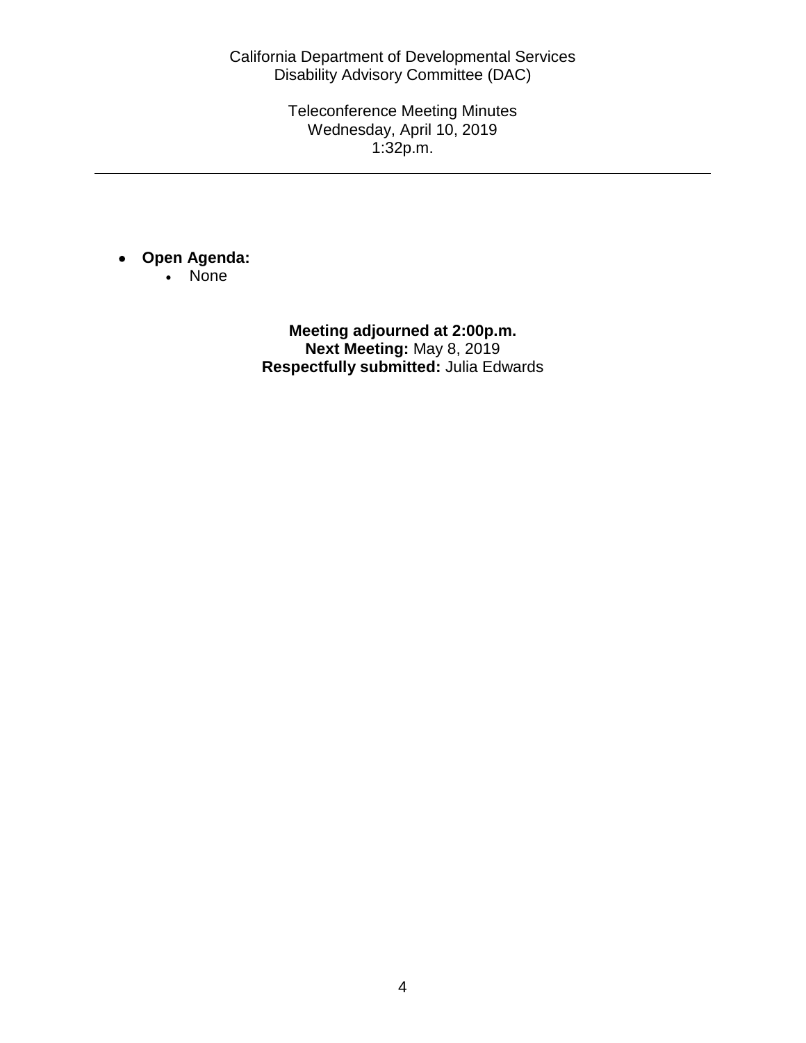California Department of Developmental Services
Disability Advisory Committee (DAC)

Teleconference Meeting Minutes
Wednesday, April 10, 2019
1:32p.m.

---

- **Open Agenda:**
  - None

**Meeting adjourned at 2:00p.m.**
**Next Meeting:** May 8, 2019
**Respectfully submitted:** Julia Edwards